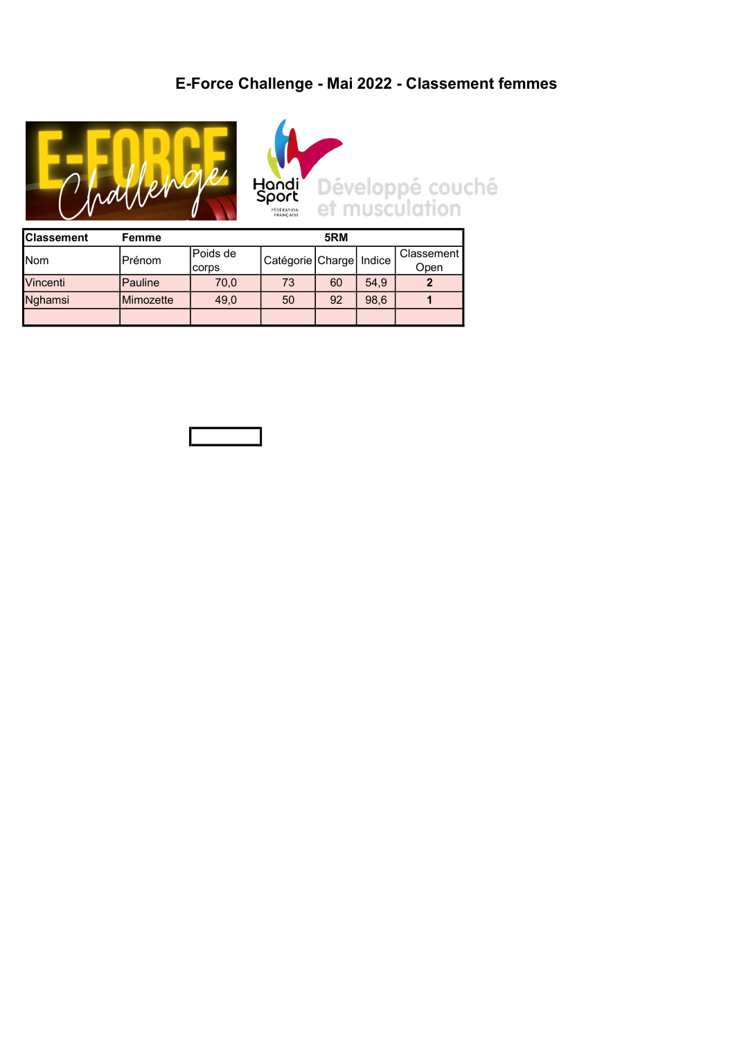# E-Force Challenge - Mai 2022 - Classement femmes

| **Classement** | **Femme** | | | **5RM** | | |
|---|---|---|---|---|---|---|
| Nom | Prénom | Poids de corps | Catégorie | Charge | Indice | Classement Open |
| Vincenti | Pauline | 70,0 | 73 | 60 | 54,9 | **2** |
| Nghamsi | Mimozette | 49,0 | 50 | 92 | 98,6 | **1** |
| | | | | | | |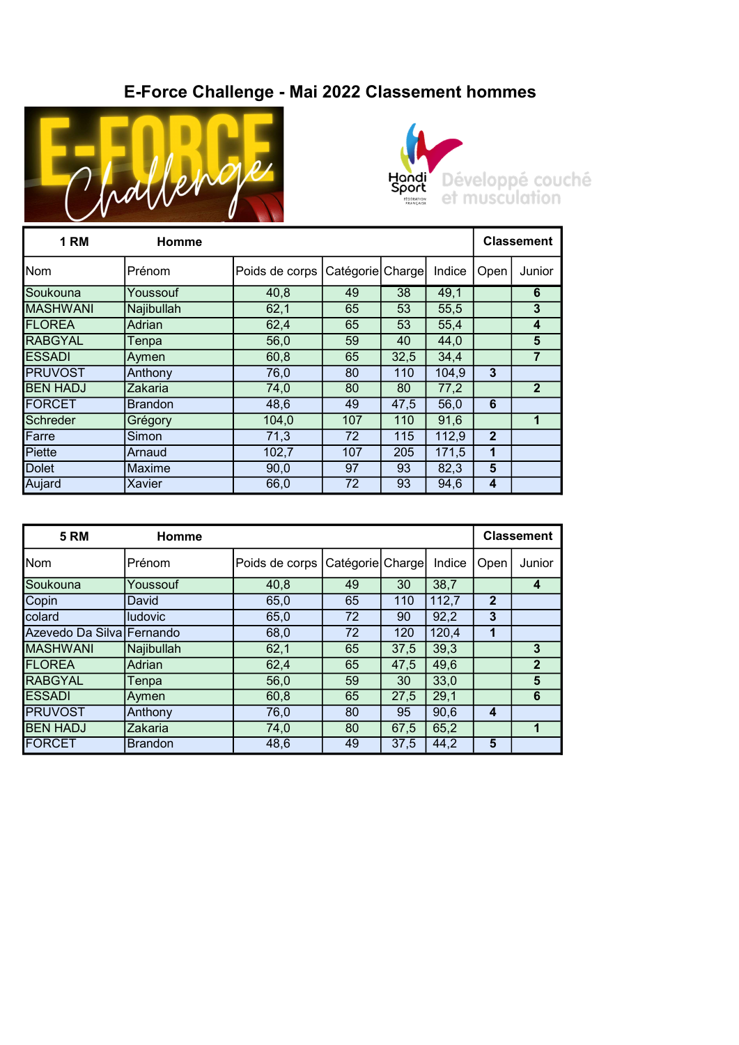# E-Force Challenge - Mai 2022 Classement hommes

E-FORCE Challenge

Handi Sport — Développé couché et musculation

| 1 RM | Homme | | | | | Classement | |
|---|---|---|---|---|---|---|---|
| Nom | Prénom | Poids de corps | Catégorie | Charge | Indice | Open | Junior |
| Soukouna | Youssouf | 40,8 | 49 | 38 | 49,1 | | **6** |
| MASHWANI | Najibullah | 62,1 | 65 | 53 | 55,5 | | **3** |
| FLOREA | Adrian | 62,4 | 65 | 53 | 55,4 | | **4** |
| RABGYAL | Tenpa | 56,0 | 59 | 40 | 44,0 | | **5** |
| ESSADI | Aymen | 60,8 | 65 | 32,5 | 34,4 | | **7** |
| PRUVOST | Anthony | 76,0 | 80 | 110 | 104,9 | **3** | |
| BEN HADJ | Zakaria | 74,0 | 80 | 80 | 77,2 | | **2** |
| FORCET | Brandon | 48,6 | 49 | 47,5 | 56,0 | **6** | |
| Schreder | Grégory | 104,0 | 107 | 110 | 91,6 | | **1** |
| Farre | Simon | 71,3 | 72 | 115 | 112,9 | **2** | |
| Piette | Arnaud | 102,7 | 107 | 205 | 171,5 | **1** | |
| Dolet | Maxime | 90,0 | 97 | 93 | 82,3 | **5** | |
| Aujard | Xavier | 66,0 | 72 | 93 | 94,6 | **4** | |

| 5 RM | Homme | | | | | Classement | |
|---|---|---|---|---|---|---|---|
| Nom | Prénom | Poids de corps | Catégorie | Charge | Indice | Open | Junior |
| Soukouna | Youssouf | 40,8 | 49 | 30 | 38,7 | | **4** |
| Copin | David | 65,0 | 65 | 110 | 112,7 | **2** | |
| colard | ludovic | 65,0 | 72 | 90 | 92,2 | **3** | |
| Azevedo Da Silva | Fernando | 68,0 | 72 | 120 | 120,4 | **1** | |
| MASHWANI | Najibullah | 62,1 | 65 | 37,5 | 39,3 | | **3** |
| FLOREA | Adrian | 62,4 | 65 | 47,5 | 49,6 | | **2** |
| RABGYAL | Tenpa | 56,0 | 59 | 30 | 33,0 | | **5** |
| ESSADI | Aymen | 60,8 | 65 | 27,5 | 29,1 | | **6** |
| PRUVOST | Anthony | 76,0 | 80 | 95 | 90,6 | **4** | |
| BEN HADJ | Zakaria | 74,0 | 80 | 67,5 | 65,2 | | **1** |
| FORCET | Brandon | 48,6 | 49 | 37,5 | 44,2 | **5** | |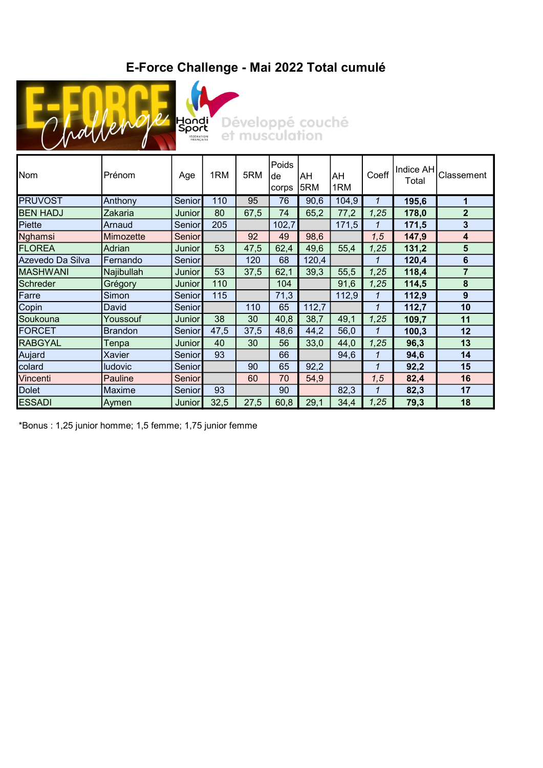# E-Force Challenge - Mai 2022 Total cumulé

Développé couché et musculation

| Nom | Prénom | Age | 1RM | 5RM | Poids de corps | AH 5RM | AH 1RM | Coeff | Indice AH Total | Classement |
|---|---|---|---|---|---|---|---|---|---|---|
| PRUVOST | Anthony | Senior | 110 | 95 | 76 | 90,6 | 104,9 | 1 | **195,6** | **1** |
| BEN HADJ | Zakaria | Junior | 80 | 67,5 | 74 | 65,2 | 77,2 | 1,25 | **178,0** | **2** |
| Piette | Arnaud | Senior | 205 | | 102,7 | | 171,5 | 1 | **171,5** | **3** |
| Nghamsi | Mimozette | Senior | | 92 | 49 | 98,6 | | 1,5 | **147,9** | **4** |
| FLOREA | Adrian | Junior | 53 | 47,5 | 62,4 | 49,6 | 55,4 | 1,25 | **131,2** | **5** |
| Azevedo Da Silva | Fernando | Senior | | 120 | 68 | 120,4 | | 1 | **120,4** | **6** |
| MASHWANI | Najibullah | Junior | 53 | 37,5 | 62,1 | 39,3 | 55,5 | 1,25 | **118,4** | **7** |
| Schreder | Grégory | Junior | 110 | | 104 | | 91,6 | 1,25 | **114,5** | **8** |
| Farre | Simon | Senior | 115 | | 71,3 | | 112,9 | 1 | **112,9** | **9** |
| Copin | David | Senior | | 110 | 65 | 112,7 | | 1 | **112,7** | **10** |
| Soukouna | Youssouf | Junior | 38 | 30 | 40,8 | 38,7 | 49,1 | 1,25 | **109,7** | **11** |
| FORCET | Brandon | Senior | 47,5 | 37,5 | 48,6 | 44,2 | 56,0 | 1 | **100,3** | **12** |
| RABGYAL | Tenpa | Junior | 40 | 30 | 56 | 33,0 | 44,0 | 1,25 | **96,3** | **13** |
| Aujard | Xavier | Senior | 93 | | 66 | | 94,6 | 1 | **94,6** | **14** |
| colard | ludovic | Senior | | 90 | 65 | 92,2 | | 1 | **92,2** | **15** |
| Vincenti | Pauline | Senior | | 60 | 70 | 54,9 | | 1,5 | **82,4** | **16** |
| Dolet | Maxime | Senior | 93 | | 90 | | 82,3 | 1 | **82,3** | **17** |
| ESSADI | Aymen | Junior | 32,5 | 27,5 | 60,8 | 29,1 | 34,4 | 1,25 | **79,3** | **18** |

*Bonus : 1,25 junior homme; 1,5 femme; 1,75 junior femme